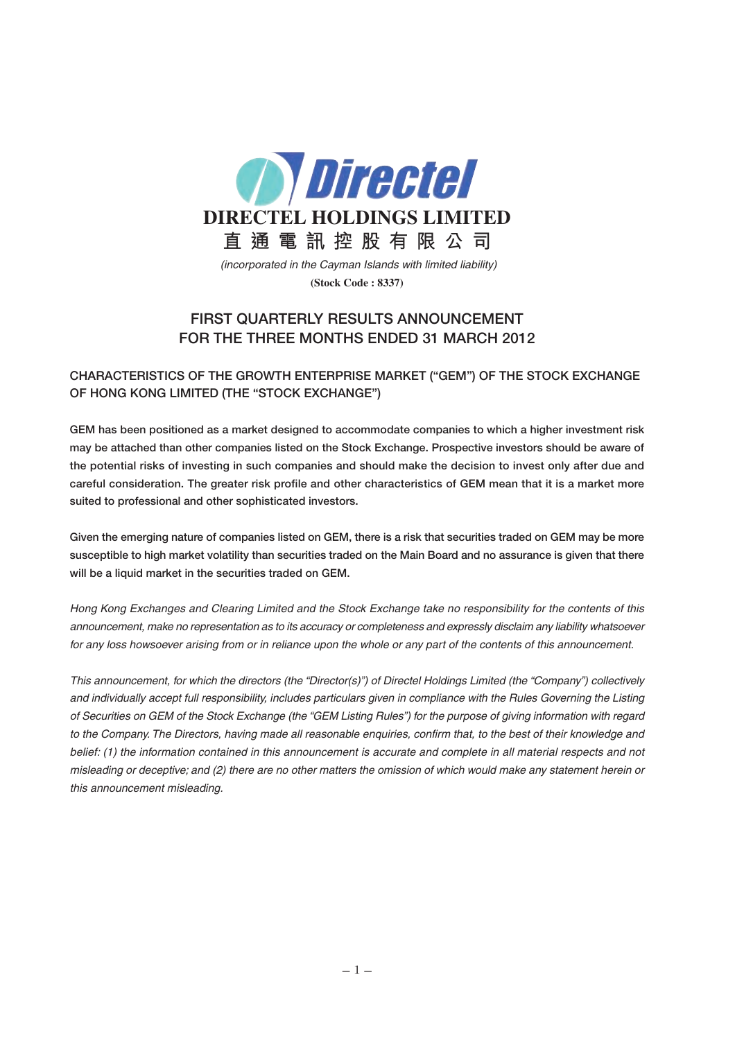# DIRECTEL HOLDINGS LIMITED

# 直通電訊控股有限公司

*(incorporated in the Cayman Islands with limited liability)*

**(Stock Code : 8337)**

## FIRST QUARTERLY RESULTS ANNOUNCEMENT FOR THE THREE MONTHS ENDED 31 MARCH 2012

### CHARACTERISTICS OF THE GROWTH ENTERPRISE MARKET ("GEM") OF THE STOCK EXCHANGE OF HONG KONG LIMITED (THE "STOCK EXCHANGE")

**GEM has been positioned as a market designed to accommodate companies to which a higher investment risk may be attached than other companies listed on the Stock Exchange. Prospective investors should be aware of the potential risks of investing in such companies and should make the decision to invest only after due and careful consideration. The greater risk profile and other characteristics of GEM mean that it is a market more suited to professional and other sophisticated investors.**

**Given the emerging nature of companies listed on GEM, there is a risk that securities traded on GEM may be more susceptible to high market volatility than securities traded on the Main Board and no assurance is given that there will be a liquid market in the securities traded on GEM.**

*Hong Kong Exchanges and Clearing Limited and the Stock Exchange take no responsibility for the contents of this announcement, make no representation as to its accuracy or completeness and expressly disclaim any liability whatsoever for any loss howsoever arising from or in reliance upon the whole or any part of the contents of this announcement.*

*This announcement, for which the directors (the "Director(s)") of Directel Holdings Limited (the "Company") collectively and individually accept full responsibility, includes particulars given in compliance with the Rules Governing the Listing of Securities on GEM of the Stock Exchange (the "GEM Listing Rules") for the purpose of giving information with regard to the Company. The Directors, having made all reasonable enquiries, confirm that, to the best of their knowledge and belief: (1) the information contained in this announcement is accurate and complete in all material respects and not misleading or deceptive; and (2) there are no other matters the omission of which would make any statement herein or this announcement misleading.*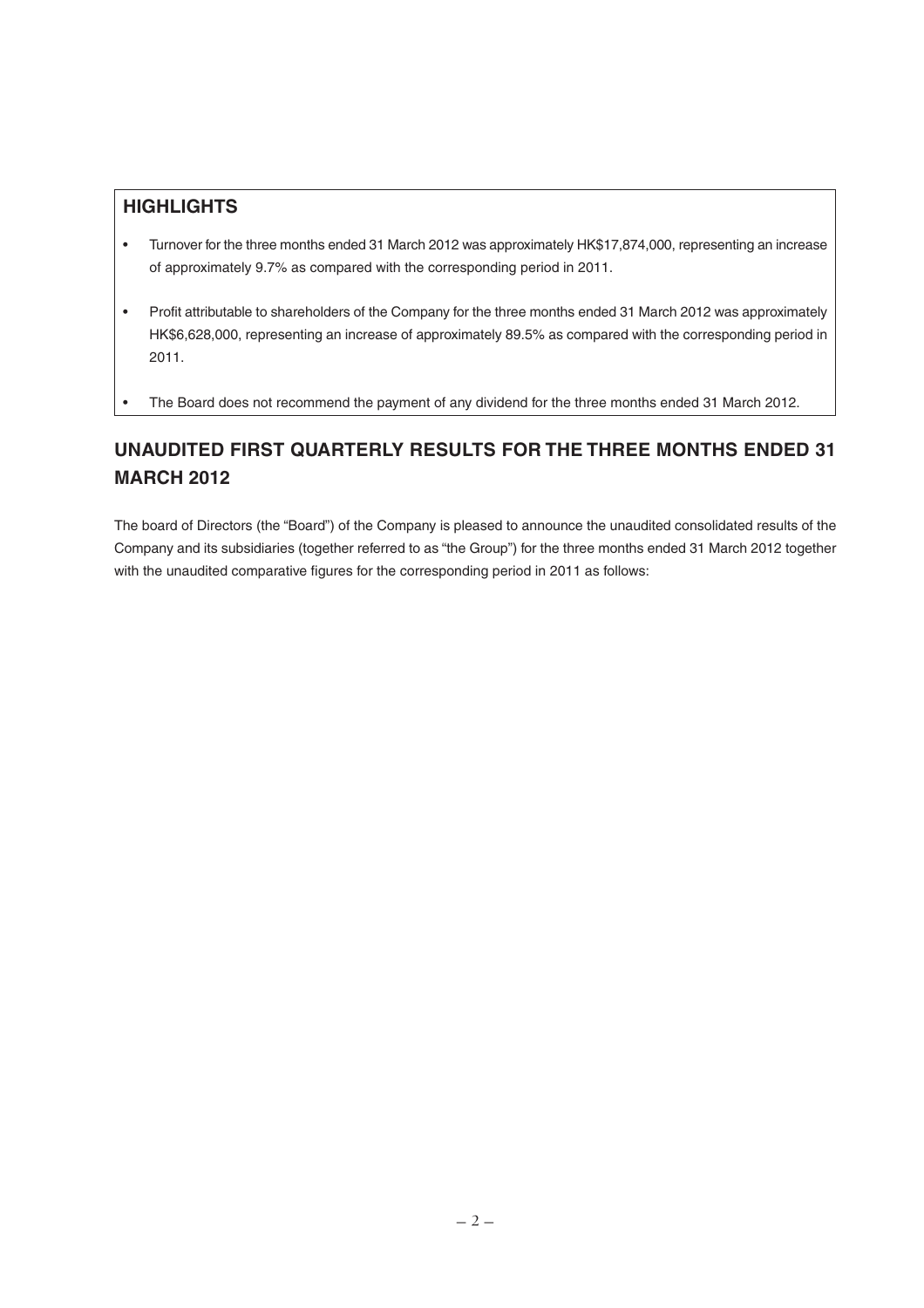## HIGHLIGHTS

- Turnover for the three months ended 31 March 2012 was approximately HK$17,874,000, representing an increase of approximately 9.7% as compared with the corresponding period in 2011.
- Profit attributable to shareholders of the Company for the three months ended 31 March 2012 was approximately HK$6,628,000, representing an increase of approximately 89.5% as compared with the corresponding period in 2011.
- The Board does not recommend the payment of any dividend for the three months ended 31 March 2012.

## UNAUDITED FIRST QUARTERLY RESULTS FOR THE THREE MONTHS ENDED 31 MARCH 2012

The board of Directors (the "Board") of the Company is pleased to announce the unaudited consolidated results of the Company and its subsidiaries (together referred to as "the Group") for the three months ended 31 March 2012 together with the unaudited comparative figures for the corresponding period in 2011 as follows: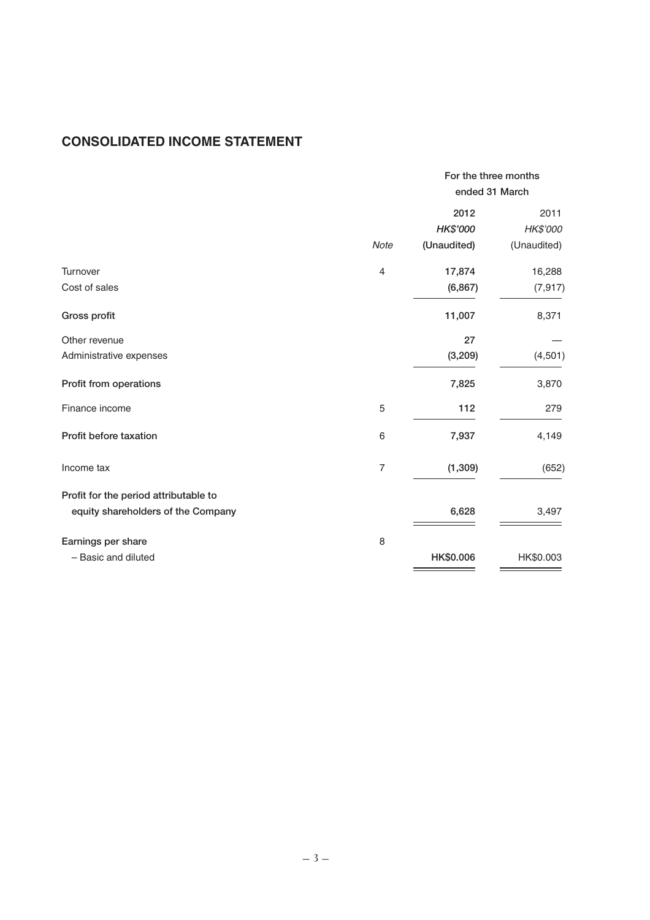## CONSOLIDATED INCOME STATEMENT

| | | For the three months ended 31 March | |
|---|---|---|---|
| | | 2012 | 2011 |
| | | *HK$'000* | *HK$'000* |
| | *Note* | (Unaudited) | (Unaudited) |
| Turnover | 4 | 17,874 | 16,288 |
| Cost of sales | | (6,867) | (7,917) |
| **Gross profit** | | 11,007 | 8,371 |
| Other revenue | | 27 | — |
| Administrative expenses | | (3,209) | (4,501) |
| **Profit from operations** | | 7,825 | 3,870 |
| Finance income | 5 | 112 | 279 |
| **Profit before taxation** | 6 | 7,937 | 4,149 |
| Income tax | 7 | (1,309) | (652) |
| **Profit for the period attributable to equity shareholders of the Company** | | 6,628 | 3,497 |
| **Earnings per share** | 8 | | |
| – Basic and diluted | | HK$0.006 | HK$0.003 |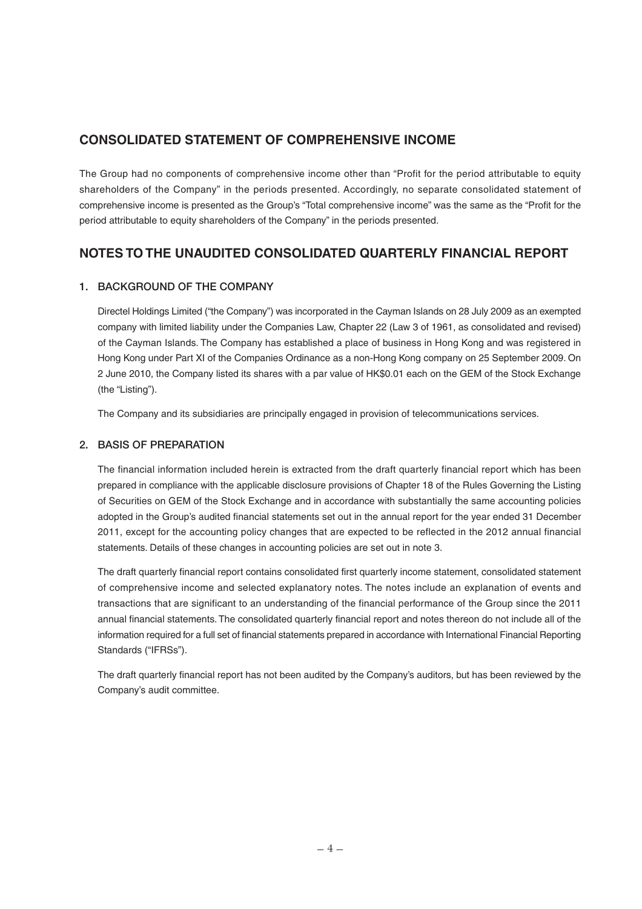## CONSOLIDATED STATEMENT OF COMPREHENSIVE INCOME

The Group had no components of comprehensive income other than "Profit for the period attributable to equity shareholders of the Company" in the periods presented. Accordingly, no separate consolidated statement of comprehensive income is presented as the Group's "Total comprehensive income" was the same as the "Profit for the period attributable to equity shareholders of the Company" in the periods presented.

## NOTES TO THE UNAUDITED CONSOLIDATED QUARTERLY FINANCIAL REPORT

### 1. BACKGROUND OF THE COMPANY

Directel Holdings Limited ("the Company") was incorporated in the Cayman Islands on 28 July 2009 as an exempted company with limited liability under the Companies Law, Chapter 22 (Law 3 of 1961, as consolidated and revised) of the Cayman Islands. The Company has established a place of business in Hong Kong and was registered in Hong Kong under Part XI of the Companies Ordinance as a non-Hong Kong company on 25 September 2009. On 2 June 2010, the Company listed its shares with a par value of HK$0.01 each on the GEM of the Stock Exchange (the "Listing").

The Company and its subsidiaries are principally engaged in provision of telecommunications services.

### 2. BASIS OF PREPARATION

The financial information included herein is extracted from the draft quarterly financial report which has been prepared in compliance with the applicable disclosure provisions of Chapter 18 of the Rules Governing the Listing of Securities on GEM of the Stock Exchange and in accordance with substantially the same accounting policies adopted in the Group's audited financial statements set out in the annual report for the year ended 31 December 2011, except for the accounting policy changes that are expected to be reflected in the 2012 annual financial statements. Details of these changes in accounting policies are set out in note 3.

The draft quarterly financial report contains consolidated first quarterly income statement, consolidated statement of comprehensive income and selected explanatory notes. The notes include an explanation of events and transactions that are significant to an understanding of the financial performance of the Group since the 2011 annual financial statements. The consolidated quarterly financial report and notes thereon do not include all of the information required for a full set of financial statements prepared in accordance with International Financial Reporting Standards ("IFRSs").

The draft quarterly financial report has not been audited by the Company's auditors, but has been reviewed by the Company's audit committee.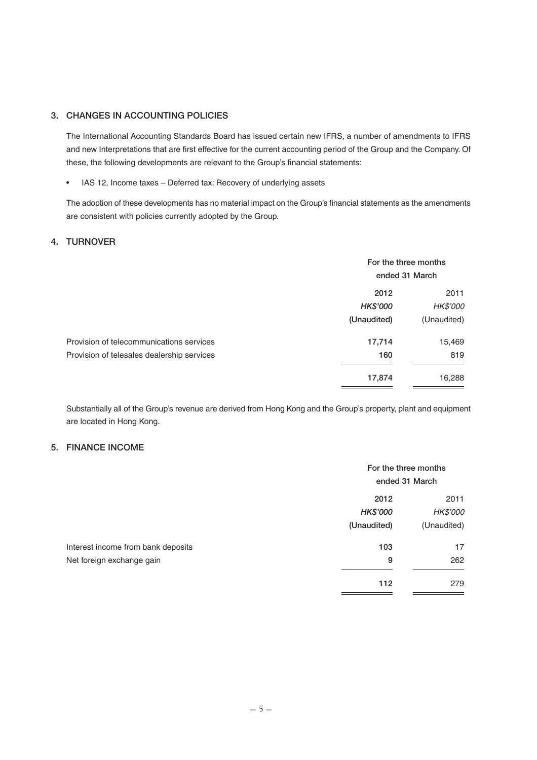## 3. CHANGES IN ACCOUNTING POLICIES

The International Accounting Standards Board has issued certain new IFRS, a number of amendments to IFRS and new Interpretations that are first effective for the current accounting period of the Group and the Company. Of these, the following developments are relevant to the Group's financial statements:

- IAS 12, Income taxes – Deferred tax: Recovery of underlying assets

The adoption of these developments has no material impact on the Group's financial statements as the amendments are consistent with policies currently adopted by the Group.

## 4. TURNOVER

| | For the three months ended 31 March | |
|---|---|---|
| | **2012** | 2011 |
| | ***HK$'000*** | *HK$'000* |
| | **(Unaudited)** | (Unaudited) |
| Provision of telecommunications services | **17,714** | 15,469 |
| Provision of telesales dealership services | **160** | 819 |
| | **17,874** | 16,288 |

Substantially all of the Group's revenue are derived from Hong Kong and the Group's property, plant and equipment are located in Hong Kong.

## 5. FINANCE INCOME

| | For the three months ended 31 March | |
|---|---|---|
| | **2012** | 2011 |
| | ***HK$'000*** | *HK$'000* |
| | **(Unaudited)** | (Unaudited) |
| Interest income from bank deposits | **103** | 17 |
| Net foreign exchange gain | **9** | 262 |
| | **112** | 279 |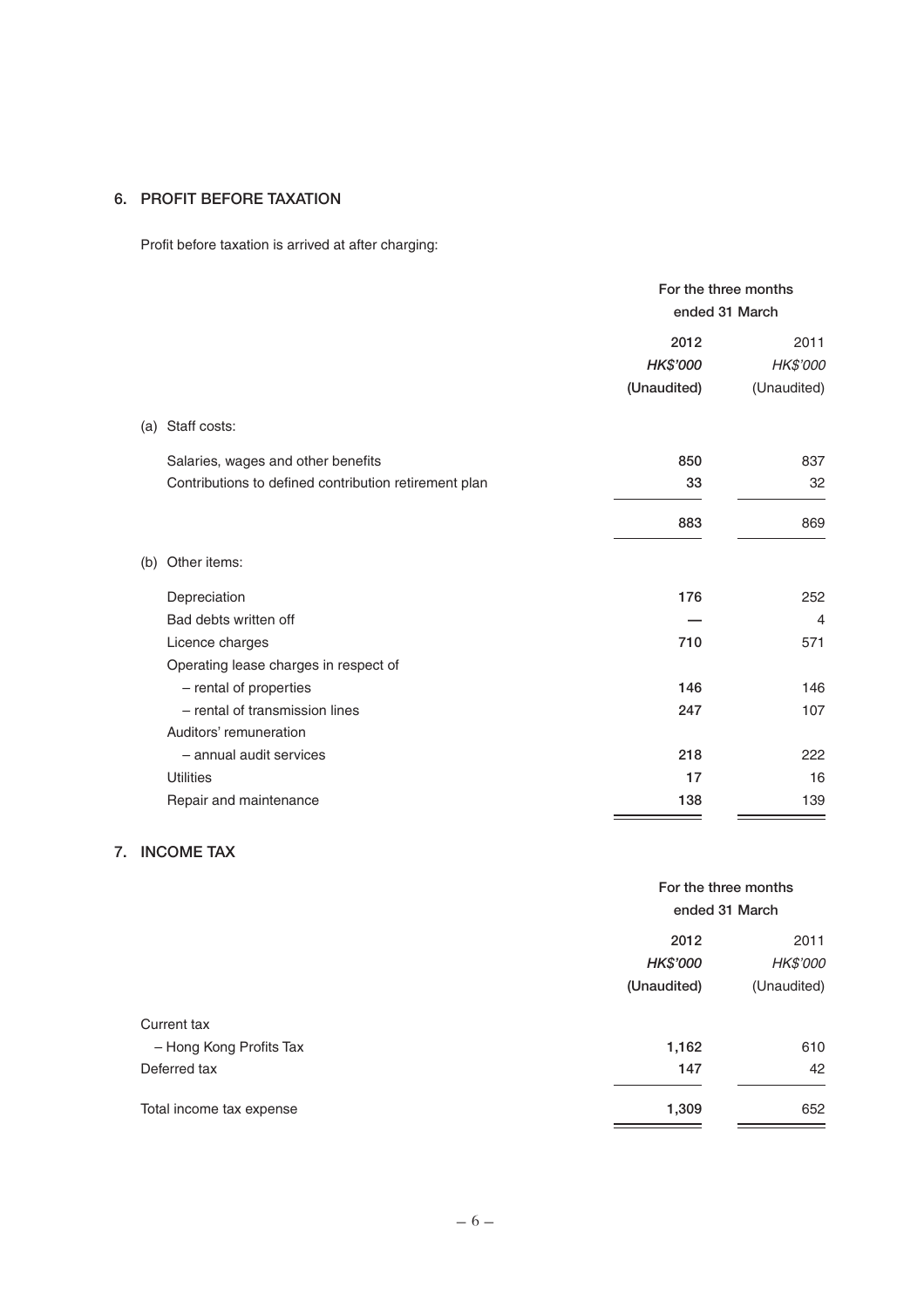## 6. PROFIT BEFORE TAXATION

Profit before taxation is arrived at after charging:

| | For the three months ended 31 March | |
|---|---|---|
| | **2012** | 2011 |
| | ***HK$'000*** | *HK$'000* |
| | **(Unaudited)** | (Unaudited) |
| (a) Staff costs: | | |
| Salaries, wages and other benefits | **850** | 837 |
| Contributions to defined contribution retirement plan | **33** | 32 |
| | **883** | 869 |
| (b) Other items: | | |
| Depreciation | **176** | 252 |
| Bad debts written off | **—** | 4 |
| Licence charges | **710** | 571 |
| Operating lease charges in respect of | | |
| – rental of properties | **146** | 146 |
| – rental of transmission lines | **247** | 107 |
| Auditors' remuneration | | |
| – annual audit services | **218** | 222 |
| Utilities | **17** | 16 |
| Repair and maintenance | **138** | 139 |

## 7. INCOME TAX

| | For the three months ended 31 March | |
|---|---|---|
| | **2012** | 2011 |
| | ***HK$'000*** | *HK$'000* |
| | **(Unaudited)** | (Unaudited) |
| Current tax | | |
| – Hong Kong Profits Tax | **1,162** | 610 |
| Deferred tax | **147** | 42 |
| Total income tax expense | **1,309** | 652 |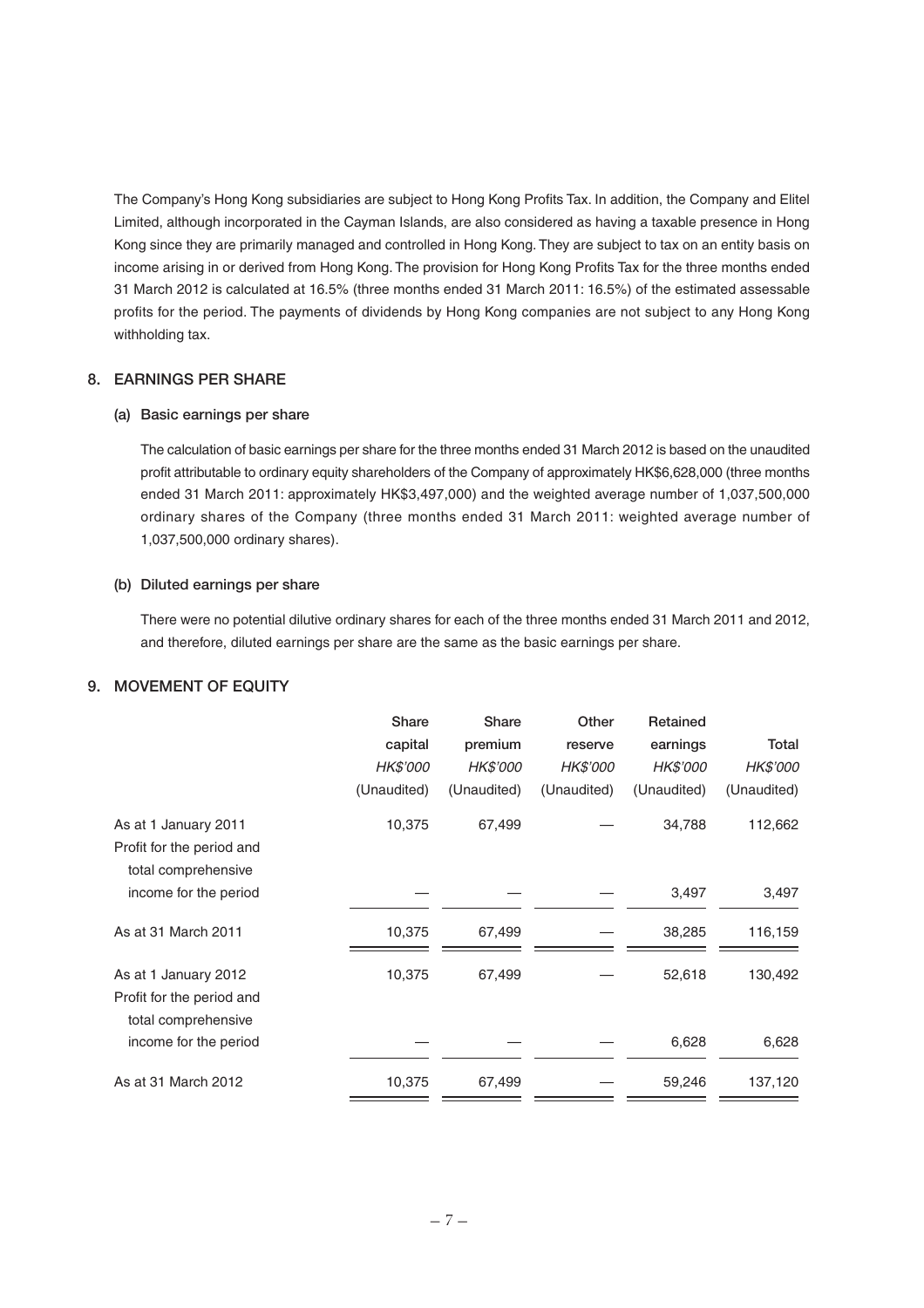The Company's Hong Kong subsidiaries are subject to Hong Kong Profits Tax. In addition, the Company and Elitel Limited, although incorporated in the Cayman Islands, are also considered as having a taxable presence in Hong Kong since they are primarily managed and controlled in Hong Kong. They are subject to tax on an entity basis on income arising in or derived from Hong Kong. The provision for Hong Kong Profits Tax for the three months ended 31 March 2012 is calculated at 16.5% (three months ended 31 March 2011: 16.5%) of the estimated assessable profits for the period. The payments of dividends by Hong Kong companies are not subject to any Hong Kong withholding tax.

## 8. EARNINGS PER SHARE

### (a) Basic earnings per share

The calculation of basic earnings per share for the three months ended 31 March 2012 is based on the unaudited profit attributable to ordinary equity shareholders of the Company of approximately HK$6,628,000 (three months ended 31 March 2011: approximately HK$3,497,000) and the weighted average number of 1,037,500,000 ordinary shares of the Company (three months ended 31 March 2011: weighted average number of 1,037,500,000 ordinary shares).

### (b) Diluted earnings per share

There were no potential dilutive ordinary shares for each of the three months ended 31 March 2011 and 2012, and therefore, diluted earnings per share are the same as the basic earnings per share.

## 9. MOVEMENT OF EQUITY

| | Share capital<br>*HK$'000*<br>(Unaudited) | Share premium<br>*HK$'000*<br>(Unaudited) | Other reserve<br>*HK$'000*<br>(Unaudited) | Retained earnings<br>*HK$'000*<br>(Unaudited) | Total<br>*HK$'000*<br>(Unaudited) |
|---|---|---|---|---|---|
| As at 1 January 2011 | 10,375 | 67,499 | — | 34,788 | 112,662 |
| Profit for the period and total comprehensive income for the period | — | — | — | 3,497 | 3,497 |
| As at 31 March 2011 | 10,375 | 67,499 | — | 38,285 | 116,159 |
| As at 1 January 2012 | 10,375 | 67,499 | — | 52,618 | 130,492 |
| Profit for the period and total comprehensive income for the period | — | — | — | 6,628 | 6,628 |
| As at 31 March 2012 | 10,375 | 67,499 | — | 59,246 | 137,120 |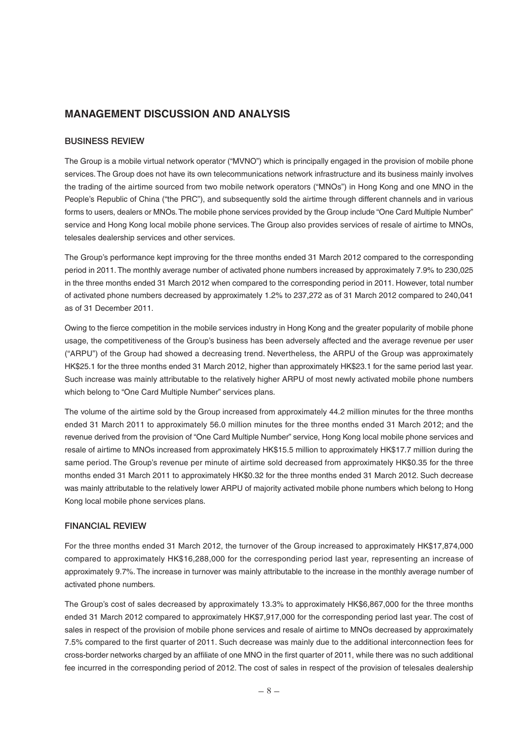# MANAGEMENT DISCUSSION AND ANALYSIS

## BUSINESS REVIEW

The Group is a mobile virtual network operator ("MVNO") which is principally engaged in the provision of mobile phone services. The Group does not have its own telecommunications network infrastructure and its business mainly involves the trading of the airtime sourced from two mobile network operators ("MNOs") in Hong Kong and one MNO in the People's Republic of China ("the PRC"), and subsequently sold the airtime through different channels and in various forms to users, dealers or MNOs. The mobile phone services provided by the Group include "One Card Multiple Number" service and Hong Kong local mobile phone services. The Group also provides services of resale of airtime to MNOs, telesales dealership services and other services.

The Group's performance kept improving for the three months ended 31 March 2012 compared to the corresponding period in 2011. The monthly average number of activated phone numbers increased by approximately 7.9% to 230,025 in the three months ended 31 March 2012 when compared to the corresponding period in 2011. However, total number of activated phone numbers decreased by approximately 1.2% to 237,272 as of 31 March 2012 compared to 240,041 as of 31 December 2011.

Owing to the fierce competition in the mobile services industry in Hong Kong and the greater popularity of mobile phone usage, the competitiveness of the Group's business has been adversely affected and the average revenue per user ("ARPU") of the Group had showed a decreasing trend. Nevertheless, the ARPU of the Group was approximately HK$25.1 for the three months ended 31 March 2012, higher than approximately HK$23.1 for the same period last year. Such increase was mainly attributable to the relatively higher ARPU of most newly activated mobile phone numbers which belong to "One Card Multiple Number" services plans.

The volume of the airtime sold by the Group increased from approximately 44.2 million minutes for the three months ended 31 March 2011 to approximately 56.0 million minutes for the three months ended 31 March 2012; and the revenue derived from the provision of "One Card Multiple Number" service, Hong Kong local mobile phone services and resale of airtime to MNOs increased from approximately HK$15.5 million to approximately HK$17.7 million during the same period. The Group's revenue per minute of airtime sold decreased from approximately HK$0.35 for the three months ended 31 March 2011 to approximately HK$0.32 for the three months ended 31 March 2012. Such decrease was mainly attributable to the relatively lower ARPU of majority activated mobile phone numbers which belong to Hong Kong local mobile phone services plans.

## FINANCIAL REVIEW

For the three months ended 31 March 2012, the turnover of the Group increased to approximately HK$17,874,000 compared to approximately HK$16,288,000 for the corresponding period last year, representing an increase of approximately 9.7%. The increase in turnover was mainly attributable to the increase in the monthly average number of activated phone numbers.

The Group's cost of sales decreased by approximately 13.3% to approximately HK$6,867,000 for the three months ended 31 March 2012 compared to approximately HK$7,917,000 for the corresponding period last year. The cost of sales in respect of the provision of mobile phone services and resale of airtime to MNOs decreased by approximately 7.5% compared to the first quarter of 2011. Such decrease was mainly due to the additional interconnection fees for cross-border networks charged by an affiliate of one MNO in the first quarter of 2011, while there was no such additional fee incurred in the corresponding period of 2012. The cost of sales in respect of the provision of telesales dealership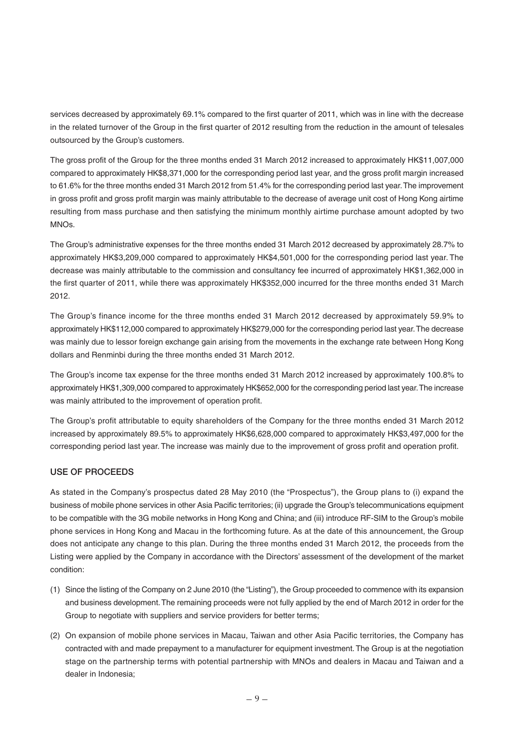services decreased by approximately 69.1% compared to the first quarter of 2011, which was in line with the decrease in the related turnover of the Group in the first quarter of 2012 resulting from the reduction in the amount of telesales outsourced by the Group's customers.

The gross profit of the Group for the three months ended 31 March 2012 increased to approximately HK$11,007,000 compared to approximately HK$8,371,000 for the corresponding period last year, and the gross profit margin increased to 61.6% for the three months ended 31 March 2012 from 51.4% for the corresponding period last year. The improvement in gross profit and gross profit margin was mainly attributable to the decrease of average unit cost of Hong Kong airtime resulting from mass purchase and then satisfying the minimum monthly airtime purchase amount adopted by two MNOs.

The Group's administrative expenses for the three months ended 31 March 2012 decreased by approximately 28.7% to approximately HK$3,209,000 compared to approximately HK$4,501,000 for the corresponding period last year. The decrease was mainly attributable to the commission and consultancy fee incurred of approximately HK$1,362,000 in the first quarter of 2011, while there was approximately HK$352,000 incurred for the three months ended 31 March 2012.

The Group's finance income for the three months ended 31 March 2012 decreased by approximately 59.9% to approximately HK$112,000 compared to approximately HK$279,000 for the corresponding period last year. The decrease was mainly due to lessor foreign exchange gain arising from the movements in the exchange rate between Hong Kong dollars and Renminbi during the three months ended 31 March 2012.

The Group's income tax expense for the three months ended 31 March 2012 increased by approximately 100.8% to approximately HK$1,309,000 compared to approximately HK$652,000 for the corresponding period last year. The increase was mainly attributed to the improvement of operation profit.

The Group's profit attributable to equity shareholders of the Company for the three months ended 31 March 2012 increased by approximately 89.5% to approximately HK$6,628,000 compared to approximately HK$3,497,000 for the corresponding period last year. The increase was mainly due to the improvement of gross profit and operation profit.

## USE OF PROCEEDS

As stated in the Company's prospectus dated 28 May 2010 (the "Prospectus"), the Group plans to (i) expand the business of mobile phone services in other Asia Pacific territories; (ii) upgrade the Group's telecommunications equipment to be compatible with the 3G mobile networks in Hong Kong and China; and (iii) introduce RF-SIM to the Group's mobile phone services in Hong Kong and Macau in the forthcoming future. As at the date of this announcement, the Group does not anticipate any change to this plan. During the three months ended 31 March 2012, the proceeds from the Listing were applied by the Company in accordance with the Directors' assessment of the development of the market condition:

(1) Since the listing of the Company on 2 June 2010 (the "Listing"), the Group proceeded to commence with its expansion and business development. The remaining proceeds were not fully applied by the end of March 2012 in order for the Group to negotiate with suppliers and service providers for better terms;

(2) On expansion of mobile phone services in Macau, Taiwan and other Asia Pacific territories, the Company has contracted with and made prepayment to a manufacturer for equipment investment. The Group is at the negotiation stage on the partnership terms with potential partnership with MNOs and dealers in Macau and Taiwan and a dealer in Indonesia;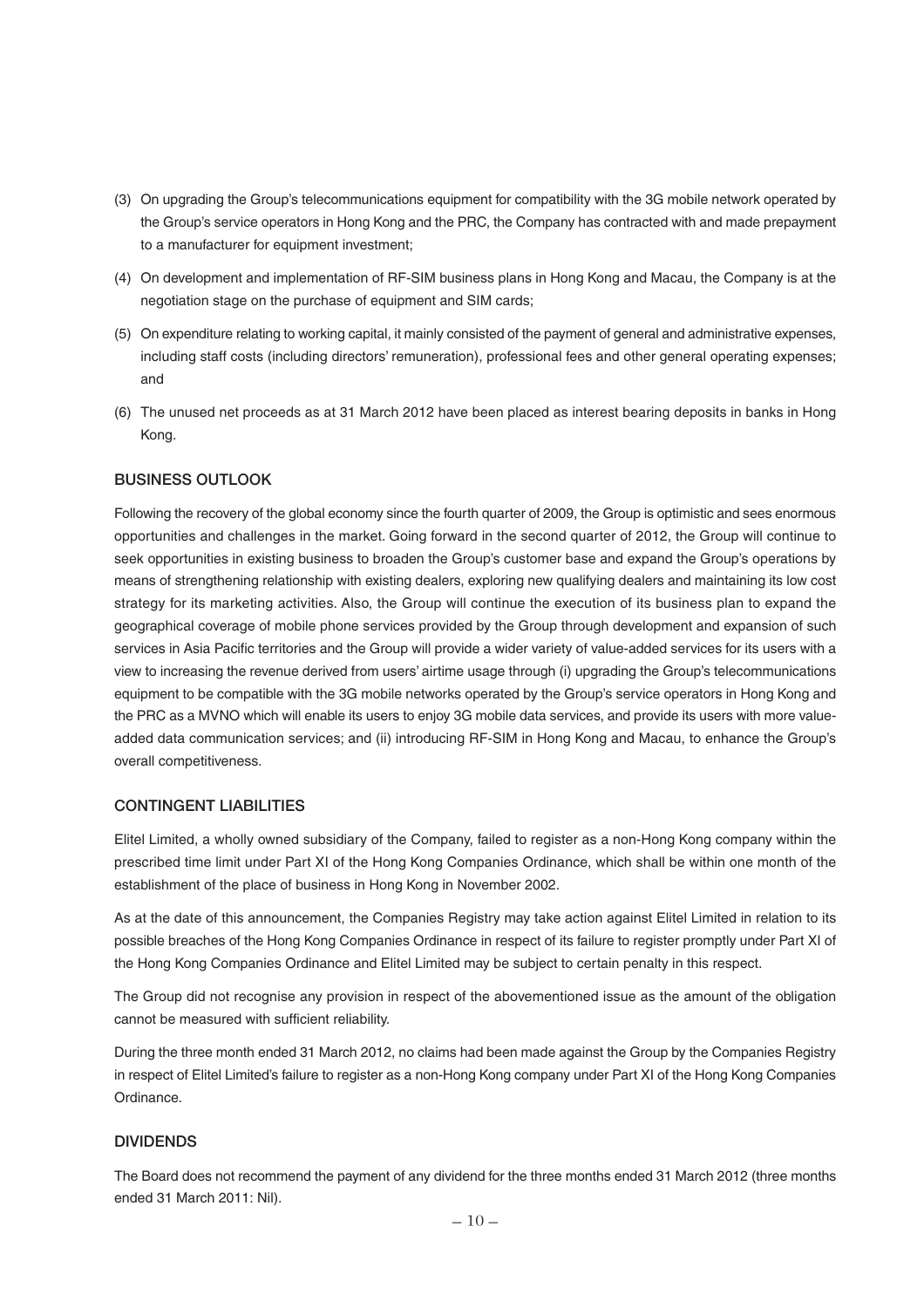(3) On upgrading the Group's telecommunications equipment for compatibility with the 3G mobile network operated by the Group's service operators in Hong Kong and the PRC, the Company has contracted with and made prepayment to a manufacturer for equipment investment;

(4) On development and implementation of RF-SIM business plans in Hong Kong and Macau, the Company is at the negotiation stage on the purchase of equipment and SIM cards;

(5) On expenditure relating to working capital, it mainly consisted of the payment of general and administrative expenses, including staff costs (including directors' remuneration), professional fees and other general operating expenses; and

(6) The unused net proceeds as at 31 March 2012 have been placed as interest bearing deposits in banks in Hong Kong.

## BUSINESS OUTLOOK

Following the recovery of the global economy since the fourth quarter of 2009, the Group is optimistic and sees enormous opportunities and challenges in the market. Going forward in the second quarter of 2012, the Group will continue to seek opportunities in existing business to broaden the Group's customer base and expand the Group's operations by means of strengthening relationship with existing dealers, exploring new qualifying dealers and maintaining its low cost strategy for its marketing activities. Also, the Group will continue the execution of its business plan to expand the geographical coverage of mobile phone services provided by the Group through development and expansion of such services in Asia Pacific territories and the Group will provide a wider variety of value-added services for its users with a view to increasing the revenue derived from users' airtime usage through (i) upgrading the Group's telecommunications equipment to be compatible with the 3G mobile networks operated by the Group's service operators in Hong Kong and the PRC as a MVNO which will enable its users to enjoy 3G mobile data services, and provide its users with more value-added data communication services; and (ii) introducing RF-SIM in Hong Kong and Macau, to enhance the Group's overall competitiveness.

## CONTINGENT LIABILITIES

Elitel Limited, a wholly owned subsidiary of the Company, failed to register as a non-Hong Kong company within the prescribed time limit under Part XI of the Hong Kong Companies Ordinance, which shall be within one month of the establishment of the place of business in Hong Kong in November 2002.

As at the date of this announcement, the Companies Registry may take action against Elitel Limited in relation to its possible breaches of the Hong Kong Companies Ordinance in respect of its failure to register promptly under Part XI of the Hong Kong Companies Ordinance and Elitel Limited may be subject to certain penalty in this respect.

The Group did not recognise any provision in respect of the abovementioned issue as the amount of the obligation cannot be measured with sufficient reliability.

During the three month ended 31 March 2012, no claims had been made against the Group by the Companies Registry in respect of Elitel Limited's failure to register as a non-Hong Kong company under Part XI of the Hong Kong Companies Ordinance.

## DIVIDENDS

The Board does not recommend the payment of any dividend for the three months ended 31 March 2012 (three months ended 31 March 2011: Nil).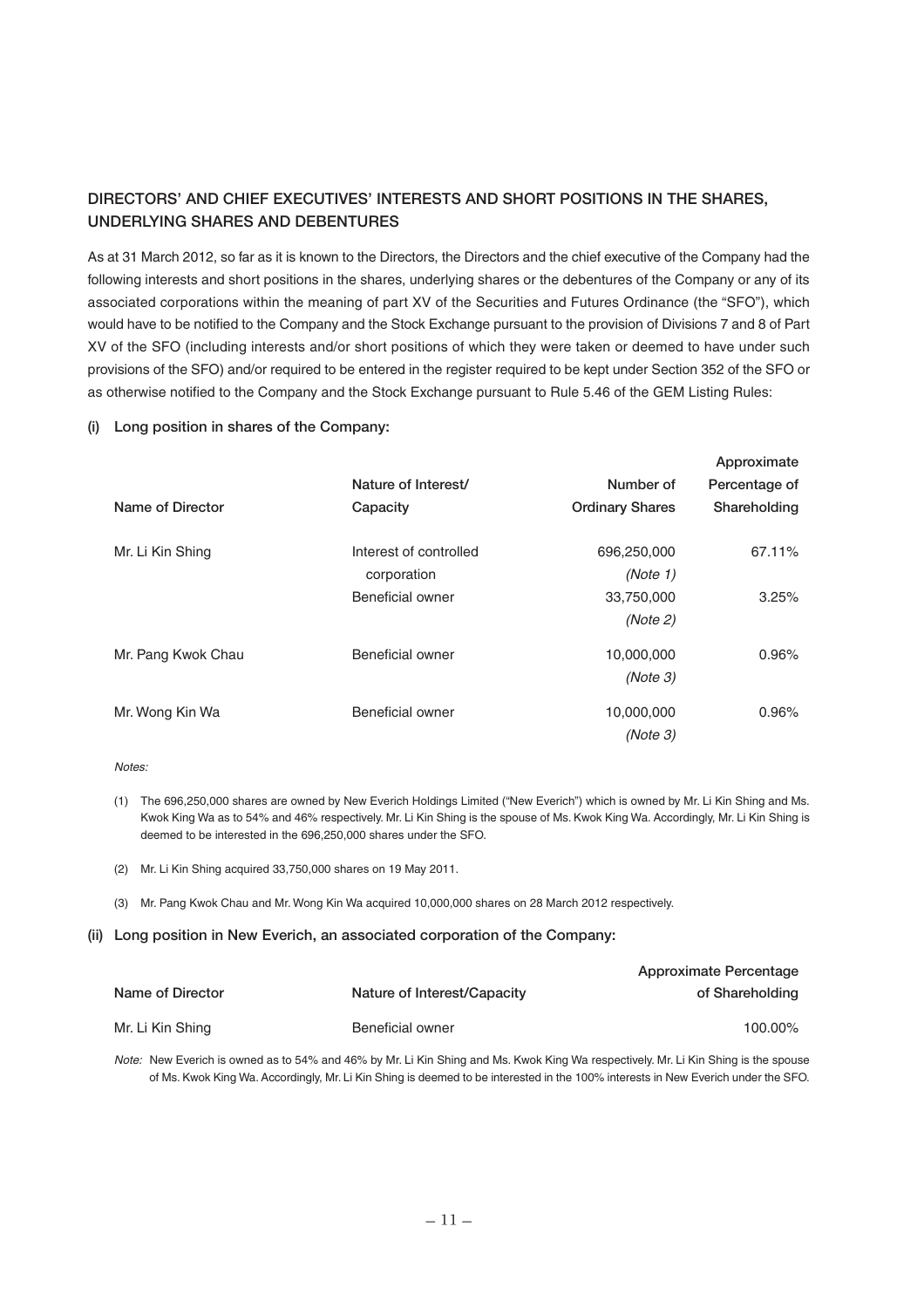## DIRECTORS' AND CHIEF EXECUTIVES' INTERESTS AND SHORT POSITIONS IN THE SHARES, UNDERLYING SHARES AND DEBENTURES

As at 31 March 2012, so far as it is known to the Directors, the Directors and the chief executive of the Company had the following interests and short positions in the shares, underlying shares or the debentures of the Company or any of its associated corporations within the meaning of part XV of the Securities and Futures Ordinance (the "SFO"), which would have to be notified to the Company and the Stock Exchange pursuant to the provision of Divisions 7 and 8 of Part XV of the SFO (including interests and/or short positions of which they were taken or deemed to have under such provisions of the SFO) and/or required to be entered in the register required to be kept under Section 352 of the SFO or as otherwise notified to the Company and the Stock Exchange pursuant to Rule 5.46 of the GEM Listing Rules:

### (i) Long position in shares of the Company:

| Name of Director | Nature of Interest/ Capacity | Number of Ordinary Shares | Approximate Percentage of Shareholding |
|---|---|---|---|
| Mr. Li Kin Shing | Interest of controlled corporation | 696,250,000 *(Note 1)* | 67.11% |
| | Beneficial owner | 33,750,000 *(Note 2)* | 3.25% |
| Mr. Pang Kwok Chau | Beneficial owner | 10,000,000 *(Note 3)* | 0.96% |
| Mr. Wong Kin Wa | Beneficial owner | 10,000,000 *(Note 3)* | 0.96% |

*Notes:*

(1) The 696,250,000 shares are owned by New Everich Holdings Limited ("New Everich") which is owned by Mr. Li Kin Shing and Ms. Kwok King Wa as to 54% and 46% respectively. Mr. Li Kin Shing is the spouse of Ms. Kwok King Wa. Accordingly, Mr. Li Kin Shing is deemed to be interested in the 696,250,000 shares under the SFO.

(2) Mr. Li Kin Shing acquired 33,750,000 shares on 19 May 2011.

(3) Mr. Pang Kwok Chau and Mr. Wong Kin Wa acquired 10,000,000 shares on 28 March 2012 respectively.

### (ii) Long position in New Everich, an associated corporation of the Company:

| Name of Director | Nature of Interest/Capacity | Approximate Percentage of Shareholding |
|---|---|---|
| Mr. Li Kin Shing | Beneficial owner | 100.00% |

*Note:* New Everich is owned as to 54% and 46% by Mr. Li Kin Shing and Ms. Kwok King Wa respectively. Mr. Li Kin Shing is the spouse of Ms. Kwok King Wa. Accordingly, Mr. Li Kin Shing is deemed to be interested in the 100% interests in New Everich under the SFO.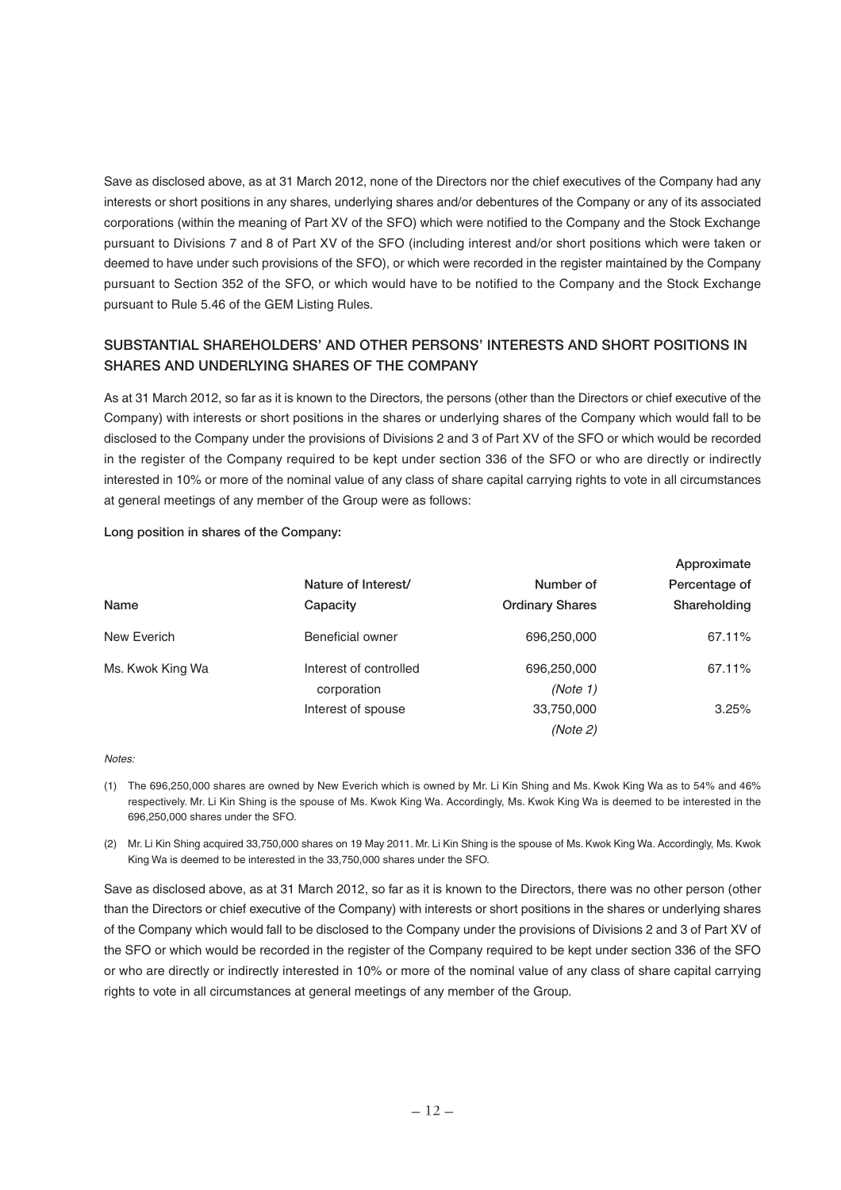Save as disclosed above, as at 31 March 2012, none of the Directors nor the chief executives of the Company had any interests or short positions in any shares, underlying shares and/or debentures of the Company or any of its associated corporations (within the meaning of Part XV of the SFO) which were notified to the Company and the Stock Exchange pursuant to Divisions 7 and 8 of Part XV of the SFO (including interest and/or short positions which were taken or deemed to have under such provisions of the SFO), or which were recorded in the register maintained by the Company pursuant to Section 352 of the SFO, or which would have to be notified to the Company and the Stock Exchange pursuant to Rule 5.46 of the GEM Listing Rules.

## SUBSTANTIAL SHAREHOLDERS' AND OTHER PERSONS' INTERESTS AND SHORT POSITIONS IN SHARES AND UNDERLYING SHARES OF THE COMPANY

As at 31 March 2012, so far as it is known to the Directors, the persons (other than the Directors or chief executive of the Company) with interests or short positions in the shares or underlying shares of the Company which would fall to be disclosed to the Company under the provisions of Divisions 2 and 3 of Part XV of the SFO or which would be recorded in the register of the Company required to be kept under section 336 of the SFO or who are directly or indirectly interested in 10% or more of the nominal value of any class of share capital carrying rights to vote in all circumstances at general meetings of any member of the Group were as follows:

**Long position in shares of the Company:**

| Name | Nature of Interest/ Capacity | Number of Ordinary Shares | Approximate Percentage of Shareholding |
|---|---|---|---|
| New Everich | Beneficial owner | 696,250,000 | 67.11% |
| Ms. Kwok King Wa | Interest of controlled corporation | 696,250,000 *(Note 1)* | 67.11% |
| | Interest of spouse | 33,750,000 *(Note 2)* | 3.25% |

*Notes:*

(1) The 696,250,000 shares are owned by New Everich which is owned by Mr. Li Kin Shing and Ms. Kwok King Wa as to 54% and 46% respectively. Mr. Li Kin Shing is the spouse of Ms. Kwok King Wa. Accordingly, Ms. Kwok King Wa is deemed to be interested in the 696,250,000 shares under the SFO.

(2) Mr. Li Kin Shing acquired 33,750,000 shares on 19 May 2011. Mr. Li Kin Shing is the spouse of Ms. Kwok King Wa. Accordingly, Ms. Kwok King Wa is deemed to be interested in the 33,750,000 shares under the SFO.

Save as disclosed above, as at 31 March 2012, so far as it is known to the Directors, there was no other person (other than the Directors or chief executive of the Company) with interests or short positions in the shares or underlying shares of the Company which would fall to be disclosed to the Company under the provisions of Divisions 2 and 3 of Part XV of the SFO or which would be recorded in the register of the Company required to be kept under section 336 of the SFO or who are directly or indirectly interested in 10% or more of the nominal value of any class of share capital carrying rights to vote in all circumstances at general meetings of any member of the Group.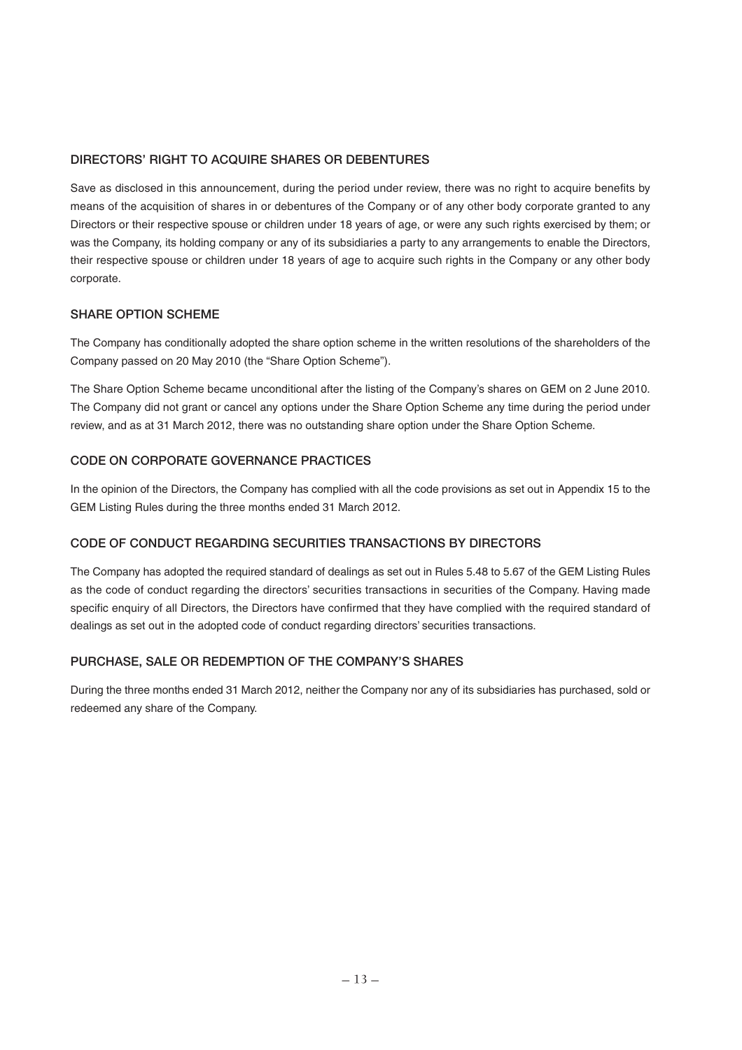## DIRECTORS' RIGHT TO ACQUIRE SHARES OR DEBENTURES

Save as disclosed in this announcement, during the period under review, there was no right to acquire benefits by means of the acquisition of shares in or debentures of the Company or of any other body corporate granted to any Directors or their respective spouse or children under 18 years of age, or were any such rights exercised by them; or was the Company, its holding company or any of its subsidiaries a party to any arrangements to enable the Directors, their respective spouse or children under 18 years of age to acquire such rights in the Company or any other body corporate.

## SHARE OPTION SCHEME

The Company has conditionally adopted the share option scheme in the written resolutions of the shareholders of the Company passed on 20 May 2010 (the "Share Option Scheme").

The Share Option Scheme became unconditional after the listing of the Company's shares on GEM on 2 June 2010. The Company did not grant or cancel any options under the Share Option Scheme any time during the period under review, and as at 31 March 2012, there was no outstanding share option under the Share Option Scheme.

## CODE ON CORPORATE GOVERNANCE PRACTICES

In the opinion of the Directors, the Company has complied with all the code provisions as set out in Appendix 15 to the GEM Listing Rules during the three months ended 31 March 2012.

## CODE OF CONDUCT REGARDING SECURITIES TRANSACTIONS BY DIRECTORS

The Company has adopted the required standard of dealings as set out in Rules 5.48 to 5.67 of the GEM Listing Rules as the code of conduct regarding the directors' securities transactions in securities of the Company. Having made specific enquiry of all Directors, the Directors have confirmed that they have complied with the required standard of dealings as set out in the adopted code of conduct regarding directors' securities transactions.

## PURCHASE, SALE OR REDEMPTION OF THE COMPANY'S SHARES

During the three months ended 31 March 2012, neither the Company nor any of its subsidiaries has purchased, sold or redeemed any share of the Company.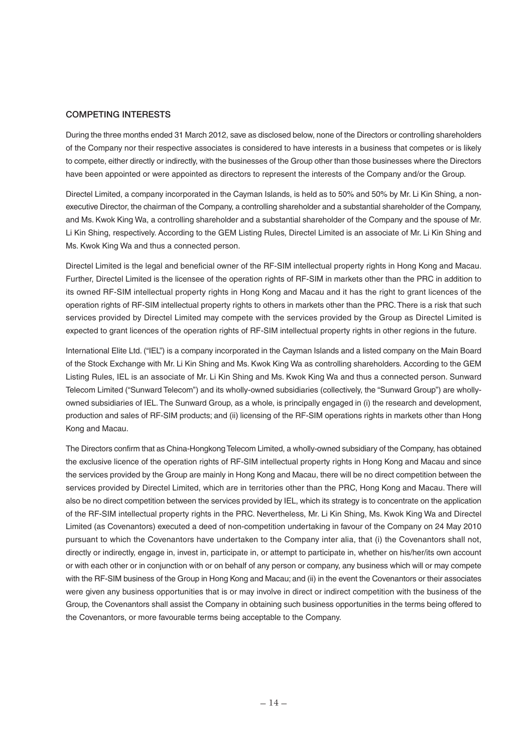## COMPETING INTERESTS

During the three months ended 31 March 2012, save as disclosed below, none of the Directors or controlling shareholders of the Company nor their respective associates is considered to have interests in a business that competes or is likely to compete, either directly or indirectly, with the businesses of the Group other than those businesses where the Directors have been appointed or were appointed as directors to represent the interests of the Company and/or the Group.

Directel Limited, a company incorporated in the Cayman Islands, is held as to 50% and 50% by Mr. Li Kin Shing, a non-executive Director, the chairman of the Company, a controlling shareholder and a substantial shareholder of the Company, and Ms. Kwok King Wa, a controlling shareholder and a substantial shareholder of the Company and the spouse of Mr. Li Kin Shing, respectively. According to the GEM Listing Rules, Directel Limited is an associate of Mr. Li Kin Shing and Ms. Kwok King Wa and thus a connected person.

Directel Limited is the legal and beneficial owner of the RF-SIM intellectual property rights in Hong Kong and Macau. Further, Directel Limited is the licensee of the operation rights of RF-SIM in markets other than the PRC in addition to its owned RF-SIM intellectual property rights in Hong Kong and Macau and it has the right to grant licences of the operation rights of RF-SIM intellectual property rights to others in markets other than the PRC. There is a risk that such services provided by Directel Limited may compete with the services provided by the Group as Directel Limited is expected to grant licences of the operation rights of RF-SIM intellectual property rights in other regions in the future.

International Elite Ltd. ("IEL") is a company incorporated in the Cayman Islands and a listed company on the Main Board of the Stock Exchange with Mr. Li Kin Shing and Ms. Kwok King Wa as controlling shareholders. According to the GEM Listing Rules, IEL is an associate of Mr. Li Kin Shing and Ms. Kwok King Wa and thus a connected person. Sunward Telecom Limited ("Sunward Telecom") and its wholly-owned subsidiaries (collectively, the "Sunward Group") are wholly-owned subsidiaries of IEL. The Sunward Group, as a whole, is principally engaged in (i) the research and development, production and sales of RF-SIM products; and (ii) licensing of the RF-SIM operations rights in markets other than Hong Kong and Macau.

The Directors confirm that as China-Hongkong Telecom Limited, a wholly-owned subsidiary of the Company, has obtained the exclusive licence of the operation rights of RF-SIM intellectual property rights in Hong Kong and Macau and since the services provided by the Group are mainly in Hong Kong and Macau, there will be no direct competition between the services provided by Directel Limited, which are in territories other than the PRC, Hong Kong and Macau. There will also be no direct competition between the services provided by IEL, which its strategy is to concentrate on the application of the RF-SIM intellectual property rights in the PRC. Nevertheless, Mr. Li Kin Shing, Ms. Kwok King Wa and Directel Limited (as Covenantors) executed a deed of non-competition undertaking in favour of the Company on 24 May 2010 pursuant to which the Covenantors have undertaken to the Company inter alia, that (i) the Covenantors shall not, directly or indirectly, engage in, invest in, participate in, or attempt to participate in, whether on his/her/its own account or with each other or in conjunction with or on behalf of any person or company, any business which will or may compete with the RF-SIM business of the Group in Hong Kong and Macau; and (ii) in the event the Covenantors or their associates were given any business opportunities that is or may involve in direct or indirect competition with the business of the Group, the Covenantors shall assist the Company in obtaining such business opportunities in the terms being offered to the Covenantors, or more favourable terms being acceptable to the Company.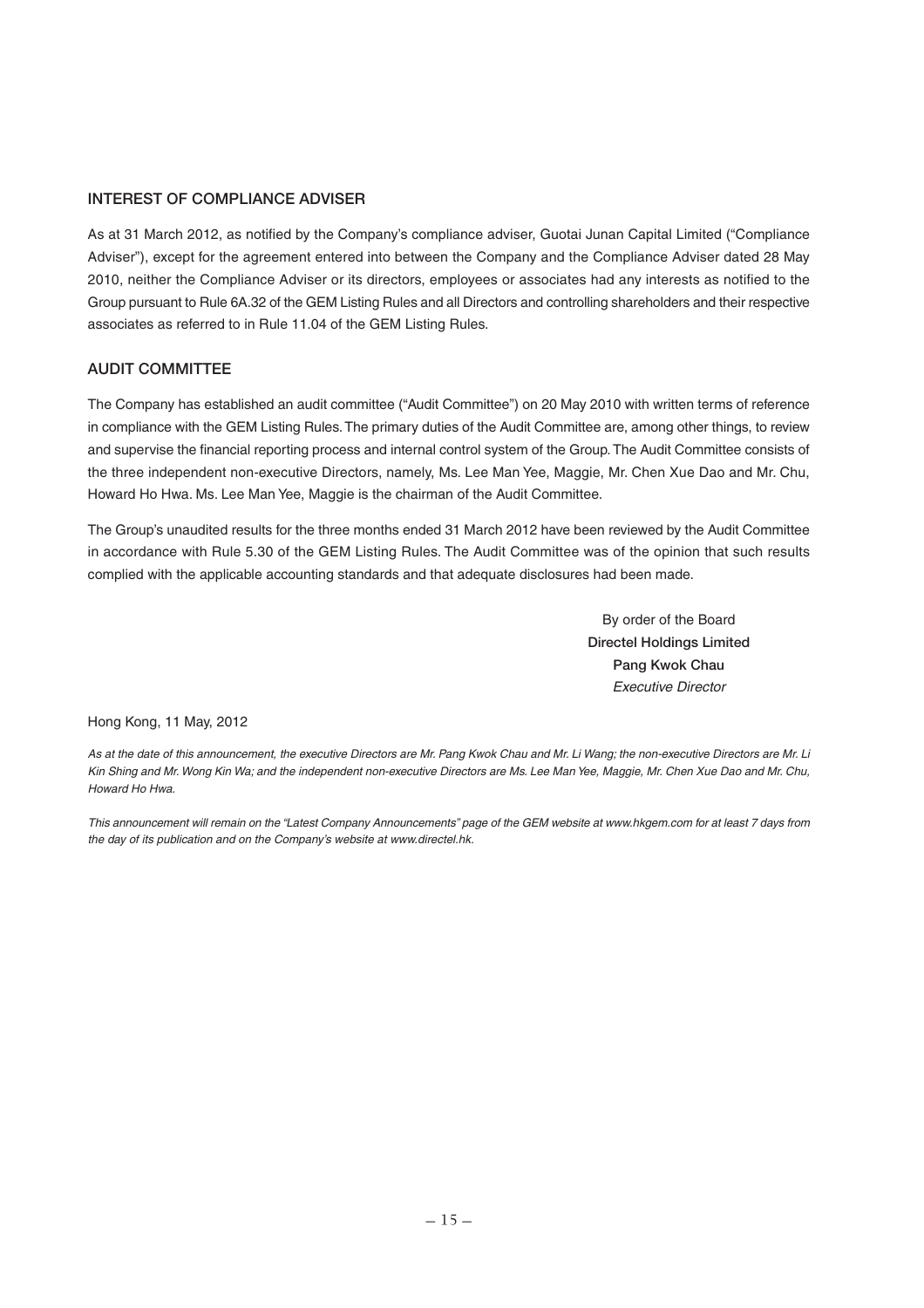## INTEREST OF COMPLIANCE ADVISER

As at 31 March 2012, as notified by the Company's compliance adviser, Guotai Junan Capital Limited ("Compliance Adviser"), except for the agreement entered into between the Company and the Compliance Adviser dated 28 May 2010, neither the Compliance Adviser or its directors, employees or associates had any interests as notified to the Group pursuant to Rule 6A.32 of the GEM Listing Rules and all Directors and controlling shareholders and their respective associates as referred to in Rule 11.04 of the GEM Listing Rules.

## AUDIT COMMITTEE

The Company has established an audit committee ("Audit Committee") on 20 May 2010 with written terms of reference in compliance with the GEM Listing Rules. The primary duties of the Audit Committee are, among other things, to review and supervise the financial reporting process and internal control system of the Group. The Audit Committee consists of the three independent non-executive Directors, namely, Ms. Lee Man Yee, Maggie, Mr. Chen Xue Dao and Mr. Chu, Howard Ho Hwa. Ms. Lee Man Yee, Maggie is the chairman of the Audit Committee.

The Group's unaudited results for the three months ended 31 March 2012 have been reviewed by the Audit Committee in accordance with Rule 5.30 of the GEM Listing Rules. The Audit Committee was of the opinion that such results complied with the applicable accounting standards and that adequate disclosures had been made.

By order of the Board
**Directel Holdings Limited**
**Pang Kwok Chau**
*Executive Director*

Hong Kong, 11 May, 2012

*As at the date of this announcement, the executive Directors are Mr. Pang Kwok Chau and Mr. Li Wang; the non-executive Directors are Mr. Li Kin Shing and Mr. Wong Kin Wa; and the independent non-executive Directors are Ms. Lee Man Yee, Maggie, Mr. Chen Xue Dao and Mr. Chu, Howard Ho Hwa.*

*This announcement will remain on the "Latest Company Announcements" page of the GEM website at www.hkgem.com for at least 7 days from the day of its publication and on the Company's website at www.directel.hk.*